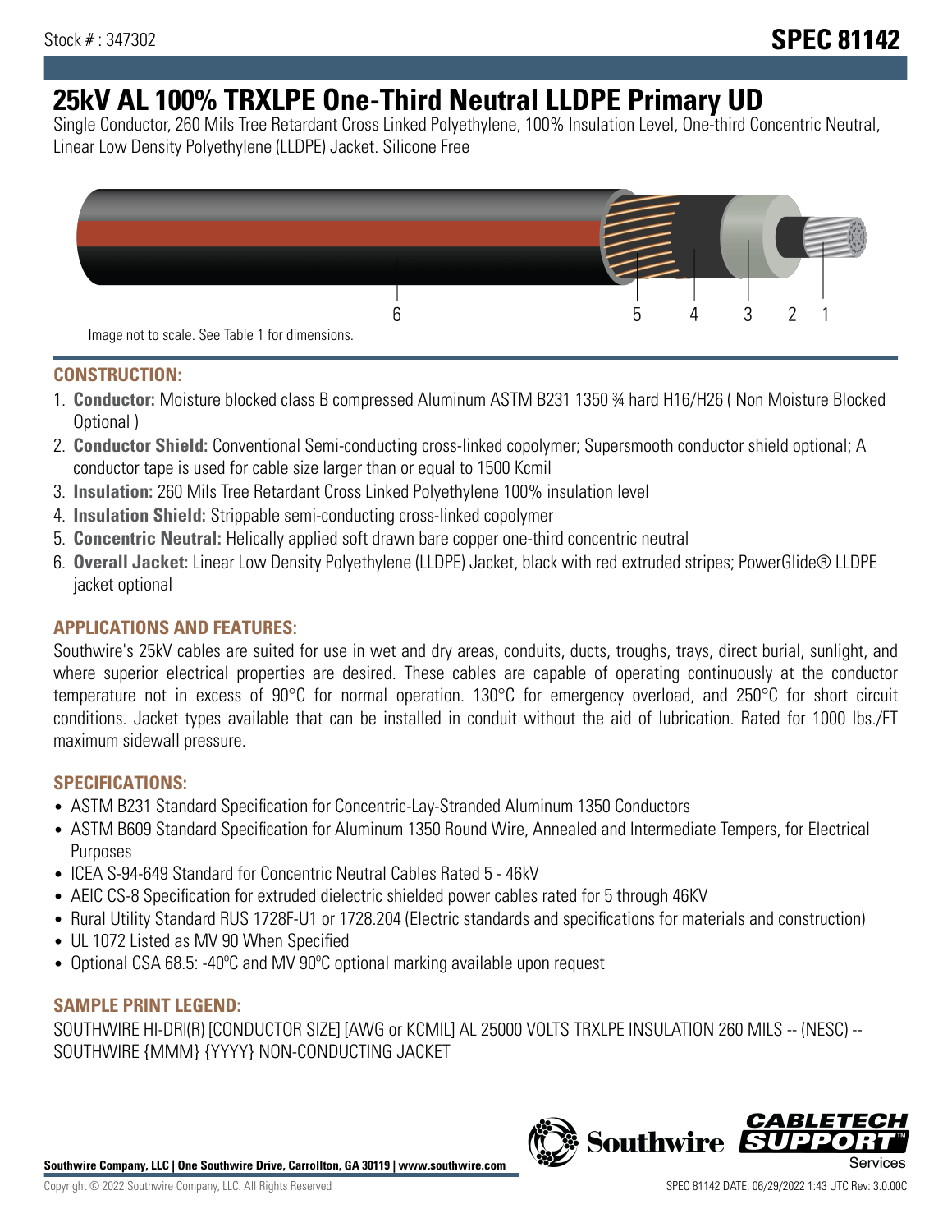Stock # : 347302

# SPEC 81142

# 25kV AL 100% TRXLPE One-Third Neutral LLDPE Primary UD

Single Conductor, 260 Mils Tree Retardant Cross Linked Polyethylene, 100% Insulation Level, One-third Concentric Neutral, Linear Low Density Polyethylene (LLDPE) Jacket. Silicone Free

6 5 4 3 2 1

Image not to scale. See Table 1 for dimensions.

## CONSTRUCTION:

1. **Conductor:** Moisture blocked class B compressed Aluminum ASTM B231 1350 ¾ hard H16/H26 ( Non Moisture Blocked Optional )
2. **Conductor Shield:** Conventional Semi-conducting cross-linked copolymer; Supersmooth conductor shield optional; A conductor tape is used for cable size larger than or equal to 1500 Kcmil
3. **Insulation:** 260 Mils Tree Retardant Cross Linked Polyethylene 100% insulation level
4. **Insulation Shield:** Strippable semi-conducting cross-linked copolymer
5. **Concentric Neutral:** Helically applied soft drawn bare copper one-third concentric neutral
6. **Overall Jacket:** Linear Low Density Polyethylene (LLDPE) Jacket, black with red extruded stripes; PowerGlide® LLDPE jacket optional

## APPLICATIONS AND FEATURES:

Southwire's 25kV cables are suited for use in wet and dry areas, conduits, ducts, troughs, trays, direct burial, sunlight, and where superior electrical properties are desired. These cables are capable of operating continuously at the conductor temperature not in excess of 90°C for normal operation. 130°C for emergency overload, and 250°C for short circuit conditions. Jacket types available that can be installed in conduit without the aid of lubrication. Rated for 1000 lbs./FT maximum sidewall pressure.

## SPECIFICATIONS:

- ASTM B231 Standard Specification for Concentric-Lay-Stranded Aluminum 1350 Conductors
- ASTM B609 Standard Specification for Aluminum 1350 Round Wire, Annealed and Intermediate Tempers, for Electrical Purposes
- ICEA S-94-649 Standard for Concentric Neutral Cables Rated 5 - 46kV
- AEIC CS-8 Specification for extruded dielectric shielded power cables rated for 5 through 46KV
- Rural Utility Standard RUS 1728F-U1 or 1728.204 (Electric standards and specifications for materials and construction)
- UL 1072 Listed as MV 90 When Specified
- Optional CSA 68.5: -40ºC and MV 90ºC optional marking available upon request

## SAMPLE PRINT LEGEND:

SOUTHWIRE HI-DRI(R) [CONDUCTOR SIZE] [AWG or KCMIL] AL 25000 VOLTS TRXLPE INSULATION 260 MILS -- (NESC) -- SOUTHWIRE {MMM} {YYYY} NON-CONDUCTING JACKET

**Southwire Company, LLC | One Southwire Drive, Carrollton, GA 30119 | www.southwire.com**

Copyright © 2022 Southwire Company, LLC. All Rights Reserved

SPEC 81142 DATE: 06/29/2022 1:43 UTC Rev: 3.0.00C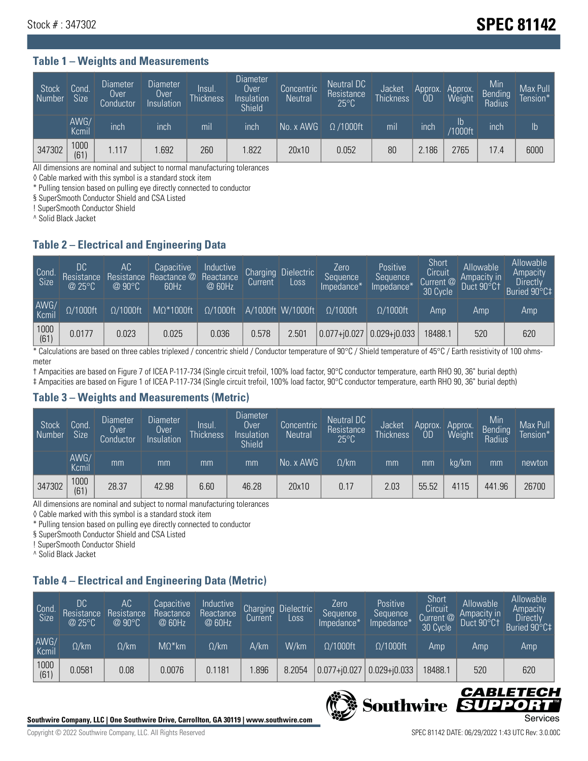## Table 1 – Weights and Measurements

| Stock Number | Cond. Size | Diameter Over Conductor | Diameter Over Insulation | Insul. Thickness | Diameter Over Insulation Shield | Concentric Neutral | Neutral DC Resistance 25°C | Jacket Thickness | Approx. OD | Approx. Weight | Min Bending Radius | Max Pull Tension* |
|---|---|---|---|---|---|---|---|---|---|---|---|---|
| | AWG/ Kcmil | inch | inch | mil | inch | No. x AWG | Ω /1000ft | mil | inch | lb /1000ft | inch | lb |
| 347302 | 1000 (61) | 1.117 | 1.692 | 260 | 1.822 | 20x10 | 0.052 | 80 | 2.186 | 2765 | 17.4 | 6000 |

All dimensions are nominal and subject to normal manufacturing tolerances

◊ Cable marked with this symbol is a standard stock item

* Pulling tension based on pulling eye directly connected to conductor

§ SuperSmooth Conductor Shield and CSA Listed

! SuperSmooth Conductor Shield

^ Solid Black Jacket

## Table 2 – Electrical and Engineering Data

| Cond. Size | DC Resistance @ 25°C | AC Resistance @ 90°C | Capacitive Reactance @ 60Hz | Inductive Reactance @ 60Hz | Charging Current | Dielectric Loss | Zero Sequence Impedance* | Positive Sequence Impedance* | Short Circuit Current @ 30 Cycle | Allowable Ampacity in Duct 90°C† | Allowable Ampacity Directly Buried 90°C‡ |
|---|---|---|---|---|---|---|---|---|---|---|---|
| AWG/ Kcmil | Ω/1000ft | Ω/1000ft | MΩ*1000ft | Ω/1000ft | A/1000ft | W/1000ft | Ω/1000ft | Ω/1000ft | Amp | Amp | Amp |
| 1000 (61) | 0.0177 | 0.023 | 0.025 | 0.036 | 0.578 | 2.501 | 0.077+j0.027 | 0.029+j0.033 | 18488.1 | 520 | 620 |

* Calculations are based on three cables triplexed / concentric shield / Conductor temperature of 90°C / Shield temperature of 45°C / Earth resistivity of 100 ohms-meter

† Ampacities are based on Figure 7 of ICEA P-117-734 (Single circuit trefoil, 100% load factor, 90°C conductor temperature, earth RHO 90, 36" burial depth)

‡ Ampacities are based on Figure 1 of ICEA P-117-734 (Single circuit trefoil, 100% load factor, 90°C conductor temperature, earth RHO 90, 36" burial depth)

## Table 3 – Weights and Measurements (Metric)

| Stock Number | Cond. Size | Diameter Over Conductor | Diameter Over Insulation | Insul. Thickness | Diameter Over Insulation Shield | Concentric Neutral | Neutral DC Resistance 25°C | Jacket Thickness | Approx. OD | Approx. Weight | Min Bending Radius | Max Pull Tension* |
|---|---|---|---|---|---|---|---|---|---|---|---|---|
| | AWG/ Kcmil | mm | mm | mm | mm | No. x AWG | Ω/km | mm | mm | kg/km | mm | newton |
| 347302 | 1000 (61) | 28.37 | 42.98 | 6.60 | 46.28 | 20x10 | 0.17 | 2.03 | 55.52 | 4115 | 441.96 | 26700 |

All dimensions are nominal and subject to normal manufacturing tolerances

◊ Cable marked with this symbol is a standard stock item

* Pulling tension based on pulling eye directly connected to conductor

§ SuperSmooth Conductor Shield and CSA Listed

! SuperSmooth Conductor Shield

^ Solid Black Jacket

## Table 4 – Electrical and Engineering Data (Metric)

| Cond. Size | DC Resistance @ 25°C | AC Resistance @ 90°C | Capacitive Reactance @ 60Hz | Inductive Reactance @ 60Hz | Charging Current | Dielectric Loss | Zero Sequence Impedance* | Positive Sequence Impedance* | Short Circuit Current @ 30 Cycle | Allowable Ampacity in Duct 90°C† | Allowable Ampacity Directly Buried 90°C‡ |
|---|---|---|---|---|---|---|---|---|---|---|---|
| AWG/ Kcmil | Ω/km | Ω/km | MΩ*km | Ω/km | A/km | W/km | Ω/1000ft | Ω/1000ft | Amp | Amp | Amp |
| 1000 (61) | 0.0581 | 0.08 | 0.0076 | 0.1181 | 1.896 | 8.2054 | 0.077+j0.027 | 0.029+j0.033 | 18488.1 | 520 | 620 |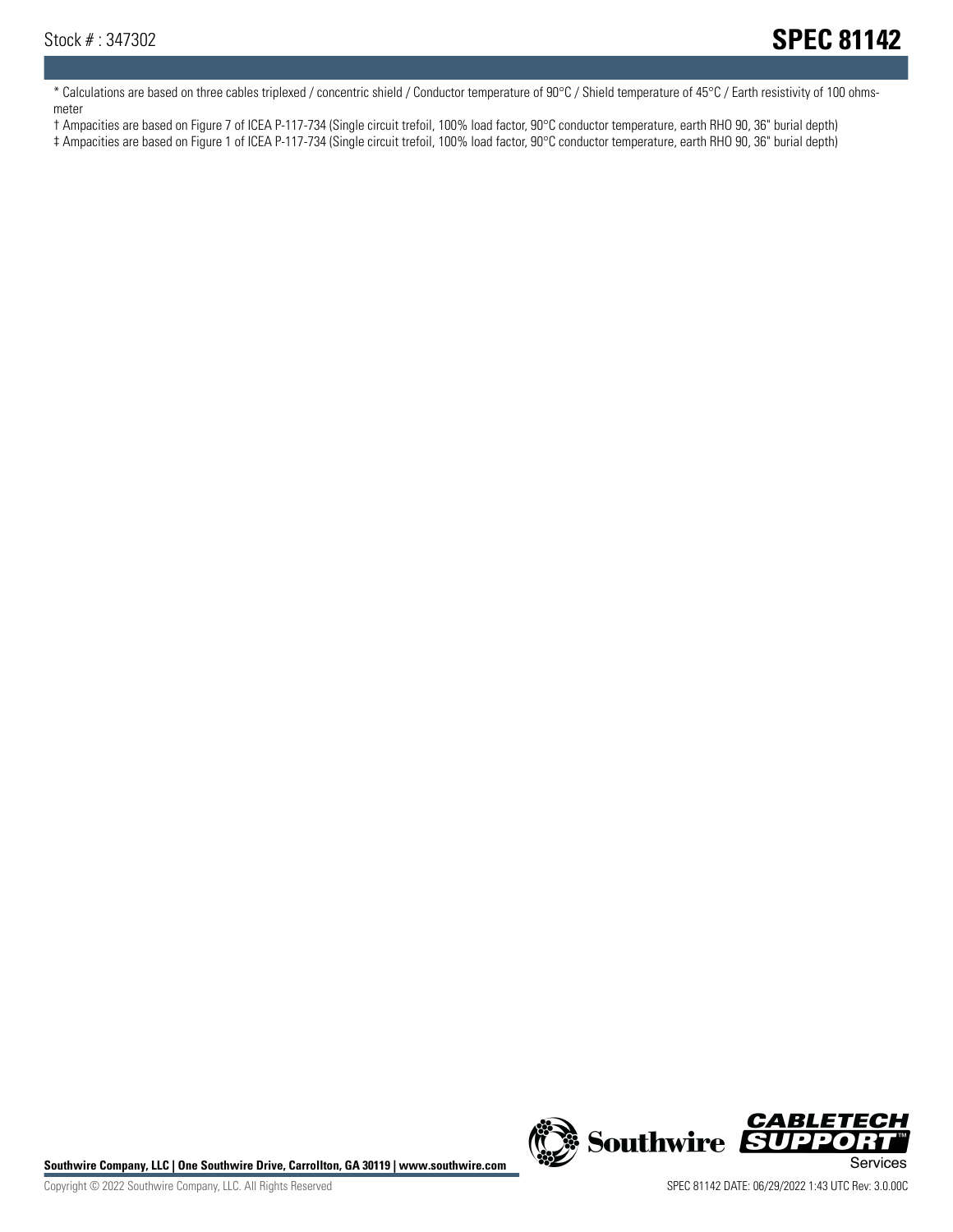\* Calculations are based on three cables triplexed / concentric shield / Conductor temperature of 90°C / Shield temperature of 45°C / Earth resistivity of 100 ohms-meter

† Ampacities are based on Figure 7 of ICEA P-117-734 (Single circuit trefoil, 100% load factor, 90°C conductor temperature, earth RHO 90, 36" burial depth)

‡ Ampacities are based on Figure 1 of ICEA P-117-734 (Single circuit trefoil, 100% load factor, 90°C conductor temperature, earth RHO 90, 36" burial depth)